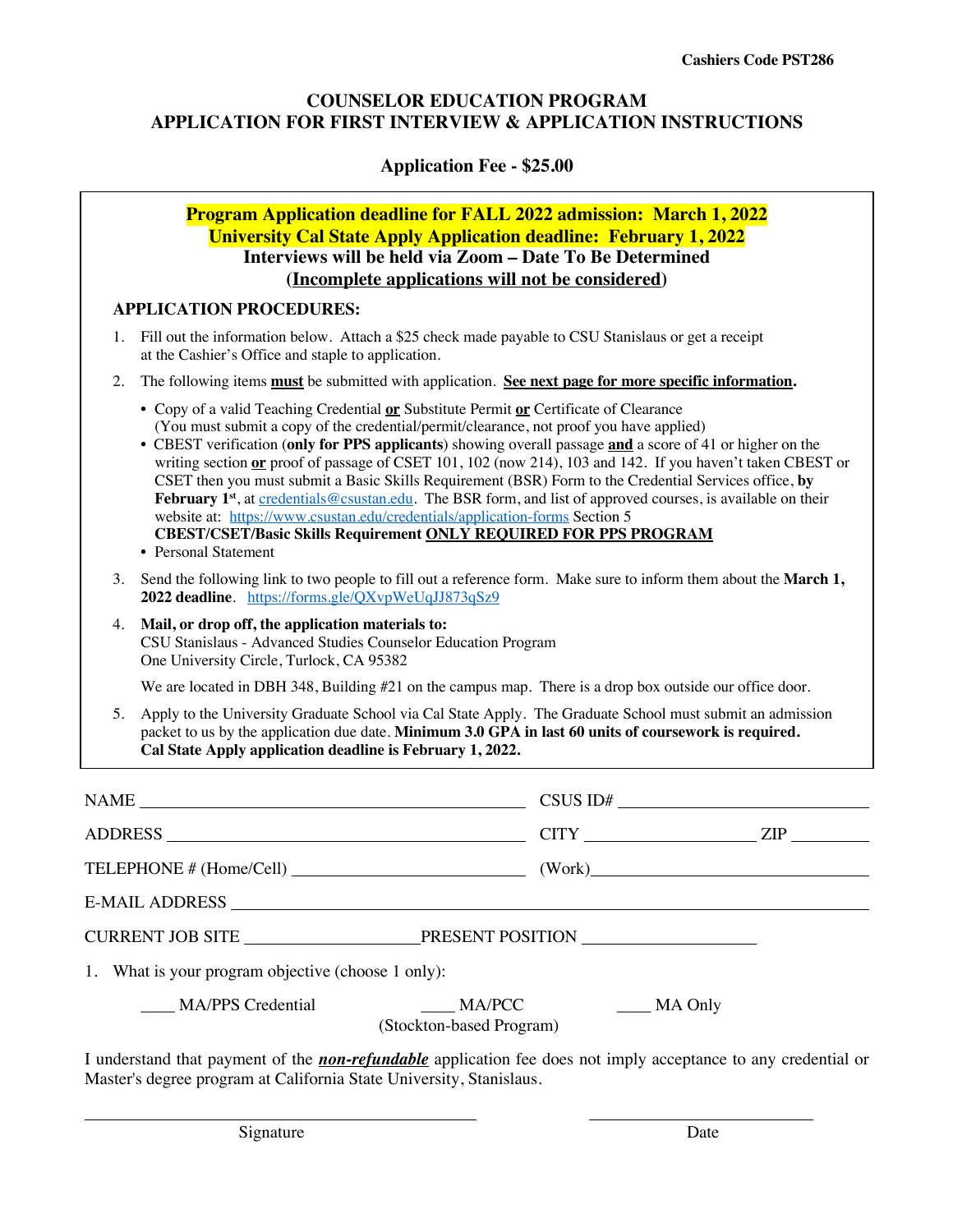Cashiers Code PST286

# COUNSELOR EDUCATION PROGRAM
# APPLICATION FOR FIRST INTERVIEW & APPLICATION INSTRUCTIONS

**Application Fee - $25.00**

**Program Application deadline for FALL 2022 admission: March 1, 2022**
**University Cal State Apply Application deadline: February 1, 2022**
**Interviews will be held via Zoom – Date To Be Determined**
**(Incomplete applications will not be considered)**

**APPLICATION PROCEDURES:**

1. Fill out the information below. Attach a $25 check made payable to CSU Stanislaus or get a receipt at the Cashier's Office and staple to application.
2. The following items **must** be submitted with application. **See next page for more specific information.**
   - Copy of a valid Teaching Credential **or** Substitute Permit **or** Certificate of Clearance (You must submit a copy of the credential/permit/clearance, not proof you have applied)
   - CBEST verification (**only for PPS applicants**) showing overall passage **and** a score of 41 or higher on the writing section **or** proof of passage of CSET 101, 102 (now 214), 103 and 142. If you haven't taken CBEST or CSET then you must submit a Basic Skills Requirement (BSR) Form to the Credential Services office, **by February 1st**, at credentials@csustan.edu. The BSR form, and list of approved courses, is available on their website at: https://www.csustan.edu/credentials/application-forms Section 5 **CBEST/CSET/Basic Skills Requirement ONLY REQUIRED FOR PPS PROGRAM**
   - Personal Statement
3. Send the following link to two people to fill out a reference form. Make sure to inform them about the **March 1, 2022 deadline**. https://forms.gle/QXvpWeUqJJ873qSz9
4. **Mail, or drop off, the application materials to:**
   CSU Stanislaus - Advanced Studies Counselor Education Program
   One University Circle, Turlock, CA 95382

   We are located in DBH 348, Building #21 on the campus map. There is a drop box outside our office door.
5. Apply to the University Graduate School via Cal State Apply. The Graduate School must submit an admission packet to us by the application due date. **Minimum 3.0 GPA in last 60 units of coursework is required. Cal State Apply application deadline is February 1, 2022.**

NAME ______________________________ CSUS ID# ____________________

ADDRESS ____________________________ CITY ______________ ZIP ________

TELEPHONE # (Home/Cell) ____________________ (Work)____________________

E-MAIL ADDRESS ______________________________________________

CURRENT JOB SITE ________________ PRESENT POSITION ________________

1. What is your program objective (choose 1 only):

   ____ MA/PPS Credential &nbsp;&nbsp;&nbsp; ____ MA/PCC (Stockton-based Program) &nbsp;&nbsp;&nbsp; ____ MA Only

I understand that payment of the ***non-refundable*** application fee does not imply acceptance to any credential or Master's degree program at California State University, Stanislaus.

______________________________ &nbsp;&nbsp;&nbsp;&nbsp; ____________________
Signature &nbsp;&nbsp;&nbsp;&nbsp;&nbsp;&nbsp;&nbsp;&nbsp;&nbsp;&nbsp;&nbsp;&nbsp;&nbsp;&nbsp;&nbsp;&nbsp;&nbsp;&nbsp;&nbsp;&nbsp;&nbsp;&nbsp;&nbsp;&nbsp;&nbsp;&nbsp;&nbsp;&nbsp; Date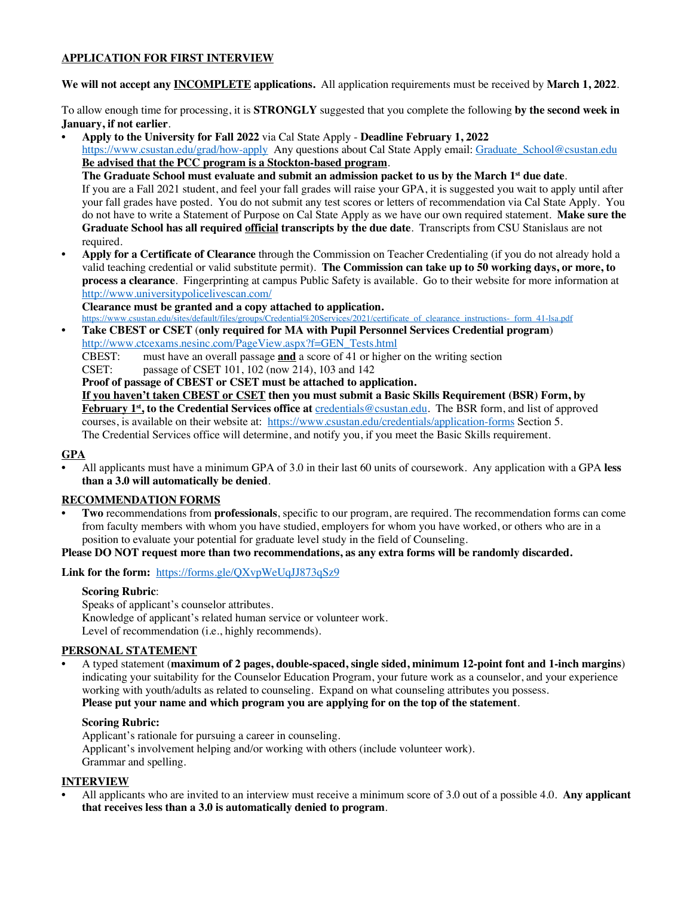**APPLICATION FOR FIRST INTERVIEW**

**We will not accept any INCOMPLETE applications.** All application requirements must be received by **March 1, 2022**.

To allow enough time for processing, it is **STRONGLY** suggested that you complete the following **by the second week in January, if not earlier**.

- **Apply to the University for Fall 2022** via Cal State Apply - **Deadline February 1, 2022**
  https://www.csustan.edu/grad/how-apply Any questions about Cal State Apply email: Graduate_School@csustan.edu
  **Be advised that the PCC program is a Stockton-based program**.
  **The Graduate School must evaluate and submit an admission packet to us by the March 1st due date**.
  If you are a Fall 2021 student, and feel your fall grades will raise your GPA, it is suggested you wait to apply until after your fall grades have posted. You do not submit any test scores or letters of recommendation via Cal State Apply. You do not have to write a Statement of Purpose on Cal State Apply as we have our own required statement. **Make sure the Graduate School has all required official transcripts by the due date**. Transcripts from CSU Stanislaus are not required.
- **Apply for a Certificate of Clearance** through the Commission on Teacher Credentialing (if you do not already hold a valid teaching credential or valid substitute permit). **The Commission can take up to 50 working days, or more, to process a clearance**. Fingerprinting at campus Public Safety is available. Go to their website for more information at http://www.universitypolicelivescan.com/
  **Clearance must be granted and a copy attached to application.**
  https://www.csustan.edu/sites/default/files/groups/Credential%20Services/2021/certificate_of_clearance_instructions-_form_41-lsa.pdf
- **Take CBEST or CSET** (**only required for MA with Pupil Personnel Services Credential program**)
  http://www.ctcexams.nesinc.com/PageView.aspx?f=GEN_Tests.html
  CBEST: must have an overall passage **and** a score of 41 or higher on the writing section
  CSET: passage of CSET 101, 102 (now 214), 103 and 142
  **Proof of passage of CBEST or CSET must be attached to application.**
  **If you haven't taken CBEST or CSET then you must submit a Basic Skills Requirement (BSR) Form, by February 1st, to the Credential Services office at** credentials@csustan.edu. The BSR form, and list of approved courses, is available on their website at: https://www.csustan.edu/credentials/application-forms Section 5.
  The Credential Services office will determine, and notify you, if you meet the Basic Skills requirement.

**GPA**

- All applicants must have a minimum GPA of 3.0 in their last 60 units of coursework. Any application with a GPA **less than a 3.0 will automatically be denied**.

**RECOMMENDATION FORMS**

- **Two** recommendations from **professionals**, specific to our program, are required. The recommendation forms can come from faculty members with whom you have studied, employers for whom you have worked, or others who are in a position to evaluate your potential for graduate level study in the field of Counseling.

**Please DO NOT request more than two recommendations, as any extra forms will be randomly discarded.**

**Link for the form:** https://forms.gle/QXvpWeUqJJ873qSz9

**Scoring Rubric**:
Speaks of applicant's counselor attributes.
Knowledge of applicant's related human service or volunteer work.
Level of recommendation (i.e., highly recommends).

**PERSONAL STATEMENT**

- A typed statement (**maximum of 2 pages, double-spaced, single sided, minimum 12-point font and 1-inch margins**) indicating your suitability for the Counselor Education Program, your future work as a counselor, and your experience working with youth/adults as related to counseling. Expand on what counseling attributes you possess.
  **Please put your name and which program you are applying for on the top of the statement**.

**Scoring Rubric:**
Applicant's rationale for pursuing a career in counseling.
Applicant's involvement helping and/or working with others (include volunteer work).
Grammar and spelling.

**INTERVIEW**

- All applicants who are invited to an interview must receive a minimum score of 3.0 out of a possible 4.0. **Any applicant that receives less than a 3.0 is automatically denied to program**.